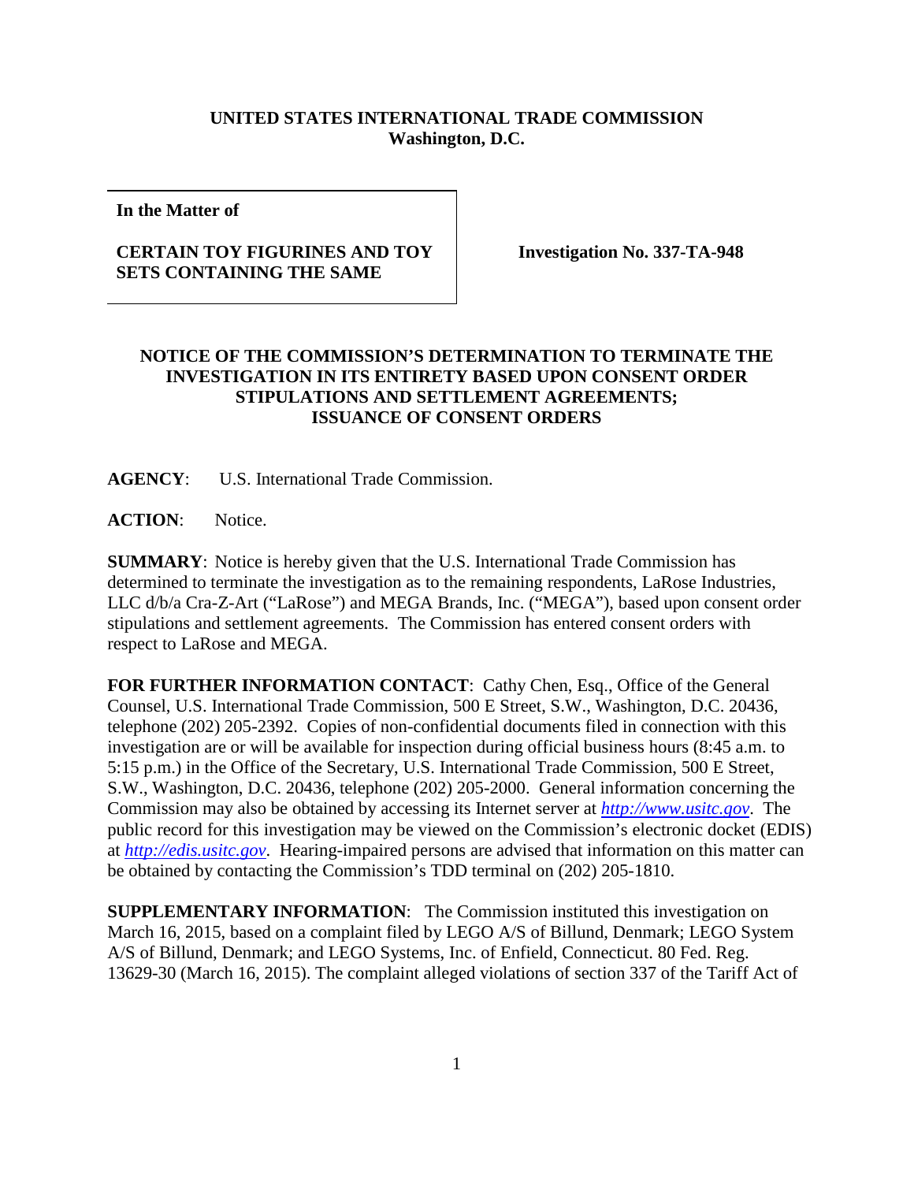**UNITED STATES INTERNATIONAL TRADE COMMISSION**
**Washington, D.C.**

| In the Matter of<br><br>**CERTAIN TOY FIGURINES AND TOY SETS CONTAINING THE SAME** | **Investigation No. 337-TA-948** |
|---|---|

**NOTICE OF THE COMMISSION'S DETERMINATION TO TERMINATE THE INVESTIGATION IN ITS ENTIRETY BASED UPON CONSENT ORDER STIPULATIONS AND SETTLEMENT AGREEMENTS; ISSUANCE OF CONSENT ORDERS**

**AGENCY**: U.S. International Trade Commission.

**ACTION**: Notice.

**SUMMARY**: Notice is hereby given that the U.S. International Trade Commission has determined to terminate the investigation as to the remaining respondents, LaRose Industries, LLC d/b/a Cra-Z-Art ("LaRose") and MEGA Brands, Inc. ("MEGA"), based upon consent order stipulations and settlement agreements. The Commission has entered consent orders with respect to LaRose and MEGA.

**FOR FURTHER INFORMATION CONTACT**: Cathy Chen, Esq., Office of the General Counsel, U.S. International Trade Commission, 500 E Street, S.W., Washington, D.C. 20436, telephone (202) 205-2392. Copies of non-confidential documents filed in connection with this investigation are or will be available for inspection during official business hours (8:45 a.m. to 5:15 p.m.) in the Office of the Secretary, U.S. International Trade Commission, 500 E Street, S.W., Washington, D.C. 20436, telephone (202) 205-2000. General information concerning the Commission may also be obtained by accessing its Internet server at *http://www.usitc.gov*. The public record for this investigation may be viewed on the Commission's electronic docket (EDIS) at *http://edis.usitc.gov*. Hearing-impaired persons are advised that information on this matter can be obtained by contacting the Commission's TDD terminal on (202) 205-1810.

**SUPPLEMENTARY INFORMATION**: The Commission instituted this investigation on March 16, 2015, based on a complaint filed by LEGO A/S of Billund, Denmark; LEGO System A/S of Billund, Denmark; and LEGO Systems, Inc. of Enfield, Connecticut. 80 Fed. Reg. 13629-30 (March 16, 2015). The complaint alleged violations of section 337 of the Tariff Act of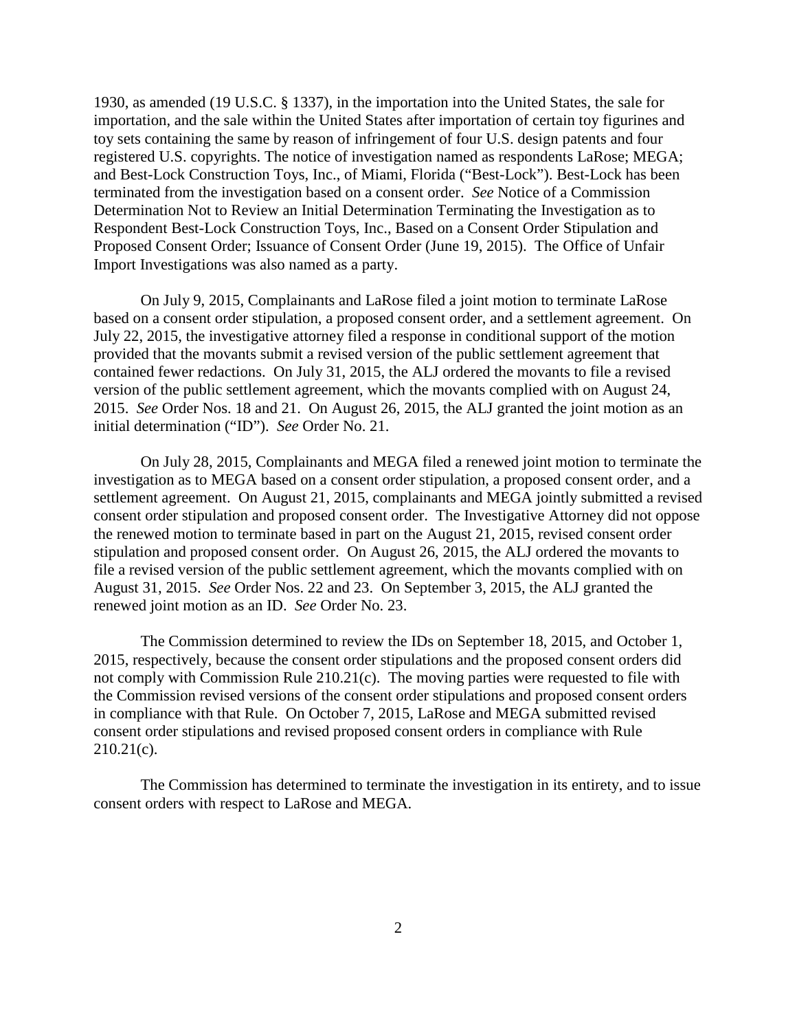1930, as amended (19 U.S.C. § 1337), in the importation into the United States, the sale for importation, and the sale within the United States after importation of certain toy figurines and toy sets containing the same by reason of infringement of four U.S. design patents and four registered U.S. copyrights. The notice of investigation named as respondents LaRose; MEGA; and Best-Lock Construction Toys, Inc., of Miami, Florida ("Best-Lock"). Best-Lock has been terminated from the investigation based on a consent order. *See* Notice of a Commission Determination Not to Review an Initial Determination Terminating the Investigation as to Respondent Best-Lock Construction Toys, Inc., Based on a Consent Order Stipulation and Proposed Consent Order; Issuance of Consent Order (June 19, 2015). The Office of Unfair Import Investigations was also named as a party.

On July 9, 2015, Complainants and LaRose filed a joint motion to terminate LaRose based on a consent order stipulation, a proposed consent order, and a settlement agreement. On July 22, 2015, the investigative attorney filed a response in conditional support of the motion provided that the movants submit a revised version of the public settlement agreement that contained fewer redactions. On July 31, 2015, the ALJ ordered the movants to file a revised version of the public settlement agreement, which the movants complied with on August 24, 2015. *See* Order Nos. 18 and 21. On August 26, 2015, the ALJ granted the joint motion as an initial determination ("ID"). *See* Order No. 21.

On July 28, 2015, Complainants and MEGA filed a renewed joint motion to terminate the investigation as to MEGA based on a consent order stipulation, a proposed consent order, and a settlement agreement. On August 21, 2015, complainants and MEGA jointly submitted a revised consent order stipulation and proposed consent order. The Investigative Attorney did not oppose the renewed motion to terminate based in part on the August 21, 2015, revised consent order stipulation and proposed consent order. On August 26, 2015, the ALJ ordered the movants to file a revised version of the public settlement agreement, which the movants complied with on August 31, 2015. *See* Order Nos. 22 and 23. On September 3, 2015, the ALJ granted the renewed joint motion as an ID. *See* Order No. 23.

The Commission determined to review the IDs on September 18, 2015, and October 1, 2015, respectively, because the consent order stipulations and the proposed consent orders did not comply with Commission Rule 210.21(c). The moving parties were requested to file with the Commission revised versions of the consent order stipulations and proposed consent orders in compliance with that Rule. On October 7, 2015, LaRose and MEGA submitted revised consent order stipulations and revised proposed consent orders in compliance with Rule 210.21(c).

The Commission has determined to terminate the investigation in its entirety, and to issue consent orders with respect to LaRose and MEGA.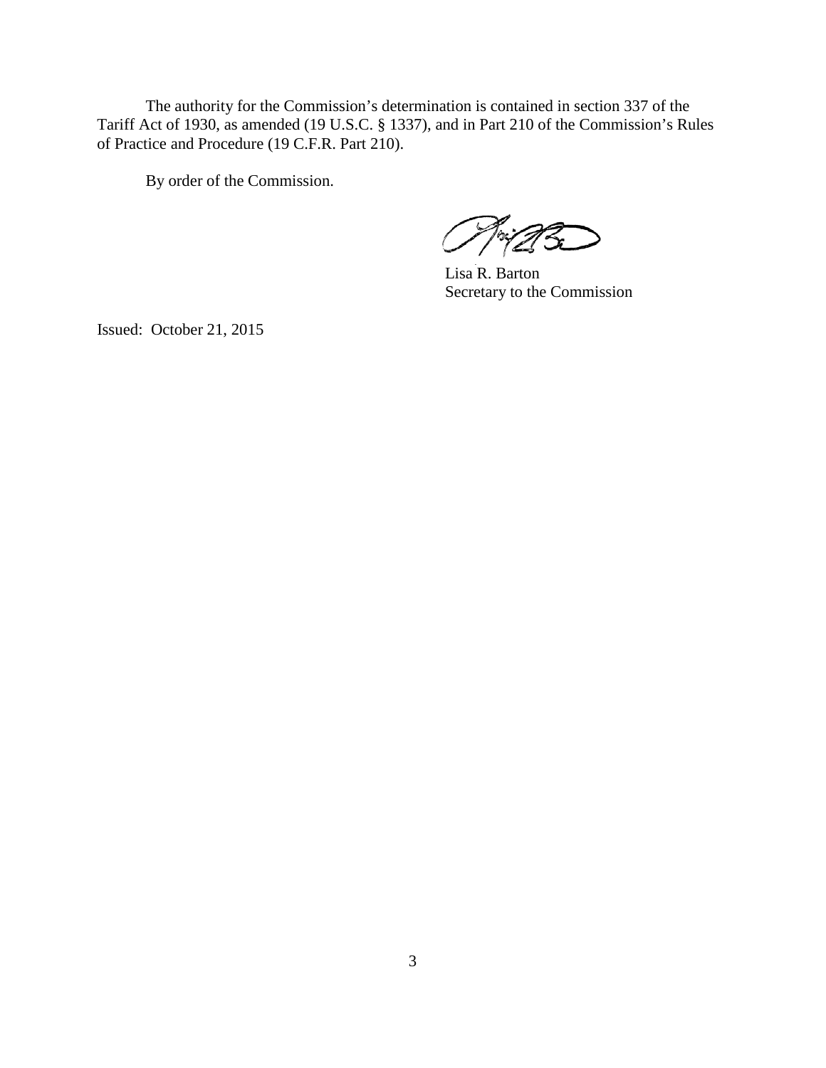The authority for the Commission's determination is contained in section 337 of the Tariff Act of 1930, as amended (19 U.S.C. § 1337), and in Part 210 of the Commission's Rules of Practice and Procedure (19 C.F.R. Part 210).

By order of the Commission.

Lisa R. Barton  
Secretary to the Commission

Issued: October 21, 2015